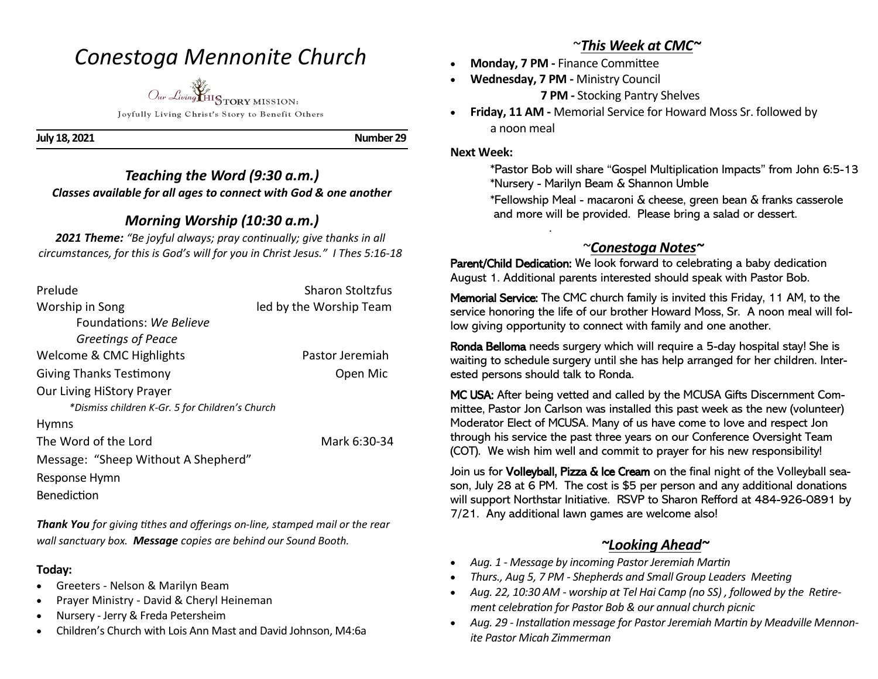# Conestoga Mennonite Church

Our Living HISTORY MISSION:

Joyfully Living Christ's Story to Benefit Others

**July 18, 2021** **Number 29**

## *Teaching the Word (9:30 a.m.)*

***Classes available for all ages to connect with God & one another***

## *Morning Worship (10:30 a.m.)*

***2021 Theme:*** *"Be joyful always; pray continually; give thanks in all circumstances, for this is God's will for you in Christ Jesus." I Thes 5:16-18*

| | |
|---|---|
| Prelude | Sharon Stoltzfus |
| Worship in Song | led by the Worship Team |
| Foundations: *We Believe* | |
| *Greetings of Peace* | |
| Welcome & CMC Highlights | Pastor Jeremiah |
| Giving Thanks Testimony | Open Mic |
| Our Living HiStory Prayer | |
| *\*Dismiss children K-Gr. 5 for Children's Church* | |
| Hymns | |
| The Word of the Lord | Mark 6:30-34 |
| Message: "Sheep Without A Shepherd" | |
| Response Hymn | |
| Benediction | |

***Thank You*** *for giving tithes and offerings on-line, stamped mail or the rear wall sanctuary box.* ***Message*** *copies are behind our Sound Booth.*

### Today:

- Greeters - Nelson & Marilyn Beam
- Prayer Ministry - David & Cheryl Heineman
- Nursery - Jerry & Freda Petersheim
- Children's Church with Lois Ann Mast and David Johnson, M4:6a

## ~*This Week at CMC*~

- **Monday, 7 PM -** Finance Committee
- **Wednesday, 7 PM -** Ministry Council
  **7 PM -** Stocking Pantry Shelves
- **Friday, 11 AM -** Memorial Service for Howard Moss Sr. followed by a noon meal

**Next Week:**

\*Pastor Bob will share "Gospel Multiplication Impacts" from John 6:5-13
\*Nursery - Marilyn Beam & Shannon Umble
\*Fellowship Meal - macaroni & cheese, green bean & franks casserole and more will be provided. Please bring a salad or dessert.

## ~*Conestoga Notes*~

**Parent/Child Dedication:** We look forward to celebrating a baby dedication August 1. Additional parents interested should speak with Pastor Bob.

**Memorial Service:** The CMC church family is invited this Friday, 11 AM, to the service honoring the life of our brother Howard Moss, Sr. A noon meal will follow giving opportunity to connect with family and one another.

**Ronda Belloma** needs surgery which will require a 5-day hospital stay! She is waiting to schedule surgery until she has help arranged for her children. Interested persons should talk to Ronda.

**MC USA:** After being vetted and called by the MCUSA Gifts Discernment Committee, Pastor Jon Carlson was installed this past week as the new (volunteer) Moderator Elect of MCUSA. Many of us have come to love and respect Jon through his service the past three years on our Conference Oversight Team (COT). We wish him well and commit to prayer for his new responsibility!

Join us for **Volleyball, Pizza & Ice Cream** on the final night of the Volleyball season, July 28 at 6 PM. The cost is $5 per person and any additional donations will support Northstar Initiative. RSVP to Sharon Refford at 484-926-0891 by 7/21. Any additional lawn games are welcome also!

## ~*Looking Ahead*~

- *Aug. 1 - Message by incoming Pastor Jeremiah Martin*
- *Thurs., Aug 5, 7 PM - Shepherds and Small Group Leaders Meeting*
- *Aug. 22, 10:30 AM - worship at Tel Hai Camp (no SS) , followed by the Retirement celebration for Pastor Bob & our annual church picnic*
- *Aug. 29 - Installation message for Pastor Jeremiah Martin by Meadville Mennonite Pastor Micah Zimmerman*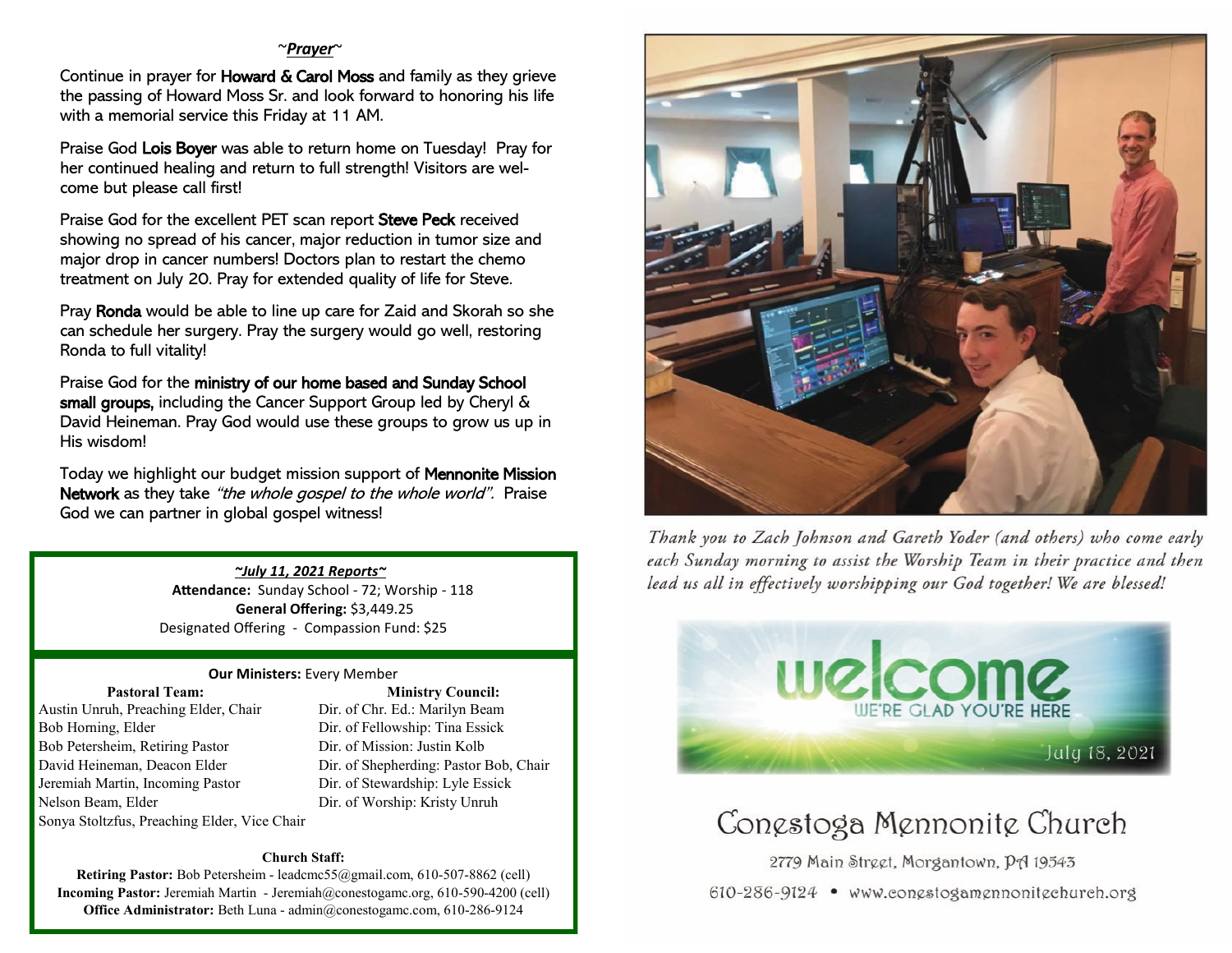*~Prayer~*

Continue in prayer for **Howard & Carol Moss** and family as they grieve the passing of Howard Moss Sr. and look forward to honoring his life with a memorial service this Friday at 11 AM.

Praise God **Lois Boyer** was able to return home on Tuesday! Pray for her continued healing and return to full strength! Visitors are welcome but please call first!

Praise God for the excellent PET scan report **Steve Peck** received showing no spread of his cancer, major reduction in tumor size and major drop in cancer numbers! Doctors plan to restart the chemo treatment on July 20. Pray for extended quality of life for Steve.

Pray **Ronda** would be able to line up care for Zaid and Skorah so she can schedule her surgery. Pray the surgery would go well, restoring Ronda to full vitality!

Praise God for the **ministry of our home based and Sunday School small groups,** including the Cancer Support Group led by Cheryl & David Heineman. Pray God would use these groups to grow us up in His wisdom!

Today we highlight our budget mission support of **Mennonite Mission Network** as they take *"the whole gospel to the whole world".* Praise God we can partner in global gospel witness!

***~July 11, 2021 Reports~***

**Attendance:** Sunday School - 72; Worship - 118
**General Offering:** $3,449.25
Designated Offering - Compassion Fund: $25

**Our Ministers:** Every Member

**Pastoral Team:**
Austin Unruh, Preaching Elder, Chair
Bob Horning, Elder
Bob Petersheim, Retiring Pastor
David Heineman, Deacon Elder
Jeremiah Martin, Incoming Pastor
Nelson Beam, Elder
Sonya Stoltzfus, Preaching Elder, Vice Chair

**Ministry Council:**
Dir. of Chr. Ed.: Marilyn Beam
Dir. of Fellowship: Tina Essick
Dir. of Mission: Justin Kolb
Dir. of Shepherding: Pastor Bob, Chair
Dir. of Stewardship: Lyle Essick
Dir. of Worship: Kristy Unruh

**Church Staff:**
**Retiring Pastor:** Bob Petersheim - leadcmc55@gmail.com, 610-507-8862 (cell)
**Incoming Pastor:** Jeremiah Martin - Jeremiah@conestogamc.org, 610-590-4200 (cell)
**Office Administrator:** Beth Luna - admin@conestogamc.com, 610-286-9124

*Thank you to Zach Johnson and Gareth Yoder (and others) who come early each Sunday morning to assist the Worship Team in their practice and then lead us all in effectively worshipping our God together! We are blessed!*

welcome
WE'RE GLAD YOU'RE HERE
July 18, 2021

# Conestoga Mennonite Church

2779 Main Street, Morgantown, PA 19543

610-286-9124 • www.conestogamennonitechurch.org